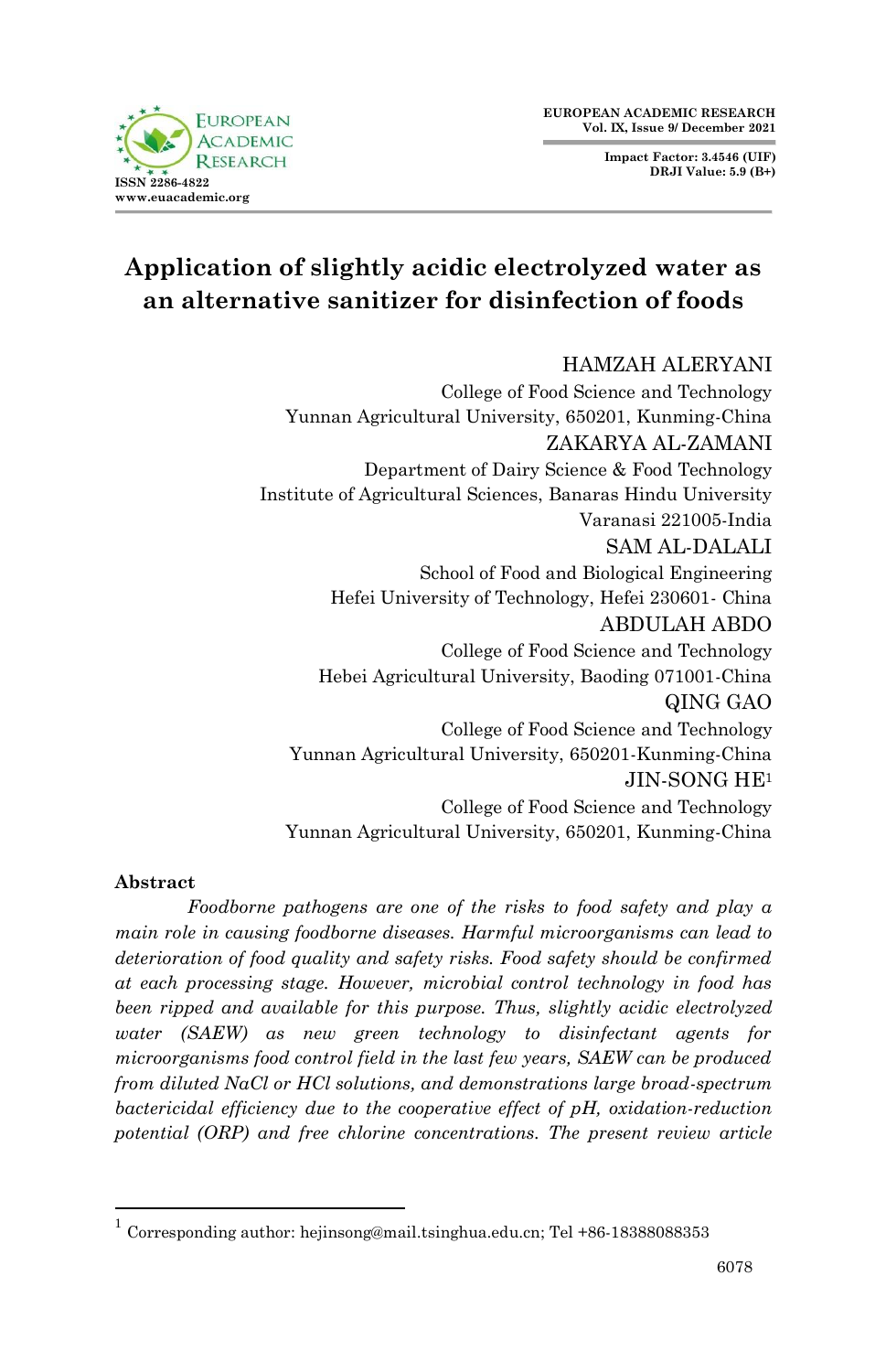# Application of slightly acidic electrolyzed water as an alternative sanitizer for disinfection of foods

HAMZAH ALERYANI
College of Food Science and Technology
Yunnan Agricultural University, 650201, Kunming-China

ZAKARYA AL-ZAMANI
Department of Dairy Science & Food Technology
Institute of Agricultural Sciences, Banaras Hindu University
Varanasi 221005-India

SAM AL-DALALI
School of Food and Biological Engineering
Hefei University of Technology, Hefei 230601- China

ABDULAH ABDO
College of Food Science and Technology
Hebei Agricultural University, Baoding 071001-China

QING GAO
College of Food Science and Technology
Yunnan Agricultural University, 650201-Kunming-China

JIN-SONG HE[1]
College of Food Science and Technology
Yunnan Agricultural University, 650201, Kunming-China

## Abstract

*Foodborne pathogens are one of the risks to food safety and play a main role in causing foodborne diseases. Harmful microorganisms can lead to deterioration of food quality and safety risks. Food safety should be confirmed at each processing stage. However, microbial control technology in food has been ripped and available for this purpose. Thus, slightly acidic electrolyzed water (SAEW) as new green technology to disinfectant agents for microorganisms food control field in the last few years, SAEW can be produced from diluted NaCl or HCl solutions, and demonstrations large broad-spectrum bactericidal efficiency due to the cooperative effect of pH, oxidation-reduction potential (ORP) and free chlorine concentrations. The present review article*

[1] Corresponding author: hejinsong@mail.tsinghua.edu.cn; Tel +86-18388088353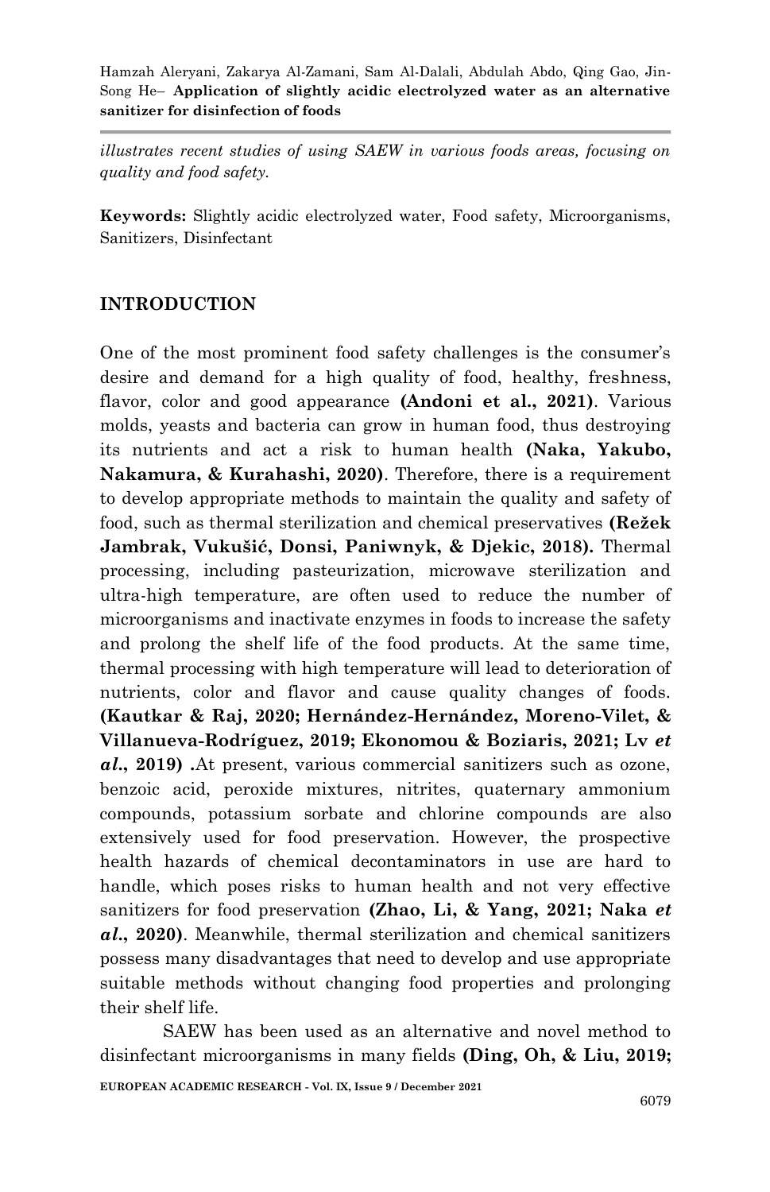*illustrates recent studies of using SAEW in various foods areas, focusing on quality and food safety.*

**Keywords:** Slightly acidic electrolyzed water, Food safety, Microorganisms, Sanitizers, Disinfectant

## INTRODUCTION

One of the most prominent food safety challenges is the consumer's desire and demand for a high quality of food, healthy, freshness, flavor, color and good appearance **(Andoni et al., 2021)**. Various molds, yeasts and bacteria can grow in human food, thus destroying its nutrients and act a risk to human health **(Naka, Yakubo, Nakamura, & Kurahashi, 2020)**. Therefore, there is a requirement to develop appropriate methods to maintain the quality and safety of food, such as thermal sterilization and chemical preservatives **(Režek Jambrak, Vukušić, Donsi, Paniwnyk, & Djekic, 2018).** Thermal processing, including pasteurization, microwave sterilization and ultra-high temperature, are often used to reduce the number of microorganisms and inactivate enzymes in foods to increase the safety and prolong the shelf life of the food products. At the same time, thermal processing with high temperature will lead to deterioration of nutrients, color and flavor and cause quality changes of foods. **(Kautkar & Raj, 2020; Hernández-Hernández, Moreno-Vilet, & Villanueva-Rodríguez, 2019; Ekonomou & Boziaris, 2021; Lv *et al.*, 2019) .**At present, various commercial sanitizers such as ozone, benzoic acid, peroxide mixtures, nitrites, quaternary ammonium compounds, potassium sorbate and chlorine compounds are also extensively used for food preservation. However, the prospective health hazards of chemical decontaminators in use are hard to handle, which poses risks to human health and not very effective sanitizers for food preservation **(Zhao, Li, & Yang, 2021; Naka *et al.*, 2020)**. Meanwhile, thermal sterilization and chemical sanitizers possess many disadvantages that need to develop and use appropriate suitable methods without changing food properties and prolonging their shelf life.

SAEW has been used as an alternative and novel method to disinfectant microorganisms in many fields **(Ding, Oh, & Liu, 2019;**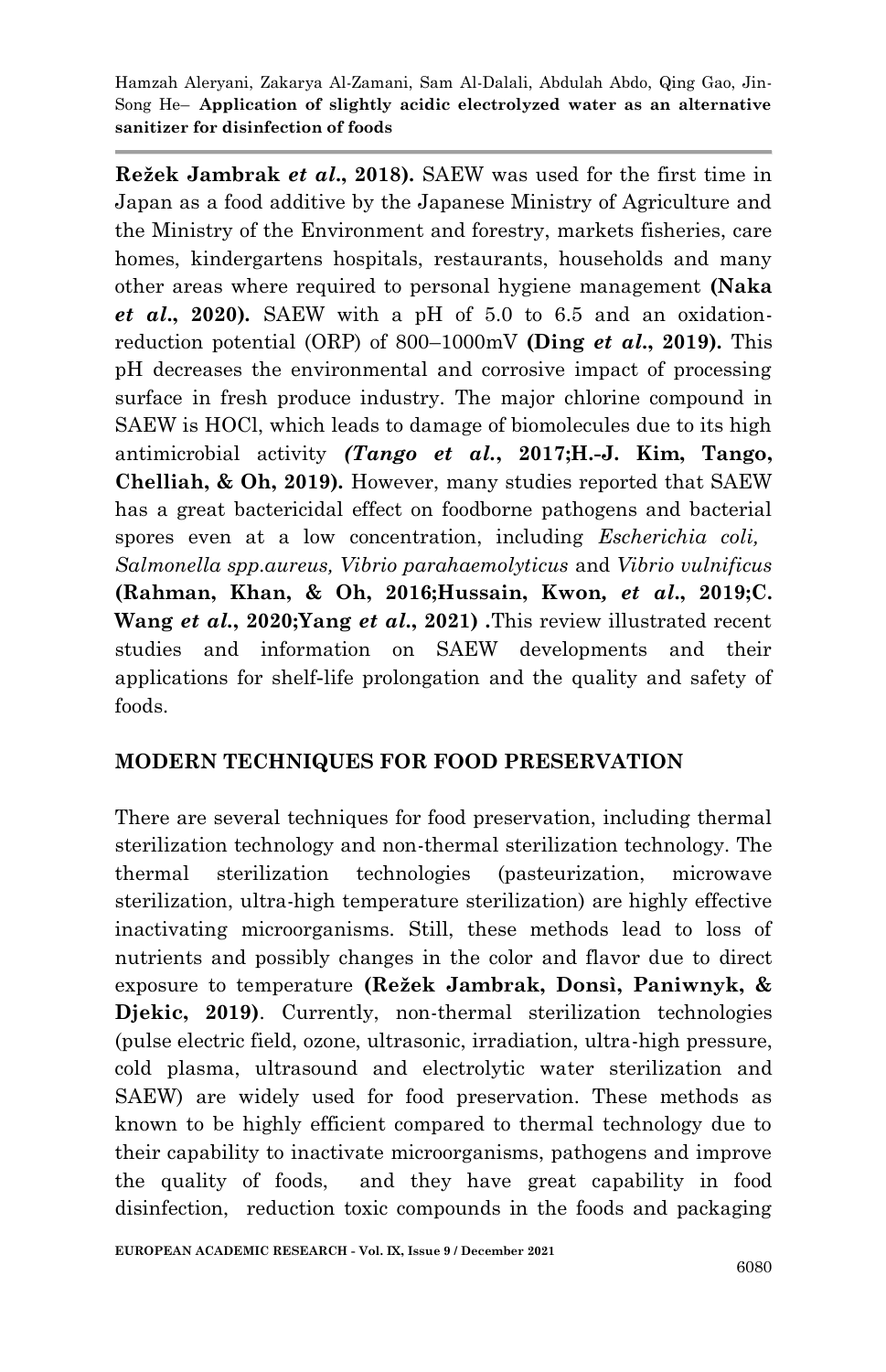**Režek Jambrak *et al*., 2018).** SAEW was used for the first time in Japan as a food additive by the Japanese Ministry of Agriculture and the Ministry of the Environment and forestry, markets fisheries, care homes, kindergartens hospitals, restaurants, households and many other areas where required to personal hygiene management **(Naka *et al*., 2020).** SAEW with a pH of 5.0 to 6.5 and an oxidation-reduction potential (ORP) of 800–1000mV **(Ding *et al*., 2019).** This pH decreases the environmental and corrosive impact of processing surface in fresh produce industry. The major chlorine compound in SAEW is HOCl, which leads to damage of biomolecules due to its high antimicrobial activity ***(Tango et al*., 2017;H.-J. Kim, Tango, Chelliah, & Oh, 2019).** However, many studies reported that SAEW has a great bactericidal effect on foodborne pathogens and bacterial spores even at a low concentration, including *Escherichia coli, Salmonella spp.aureus, Vibrio parahaemolyticus* and *Vibrio vulnificus* **(Rahman, Khan, & Oh, 2016;Hussain, Kwon*, et al*., 2019;C. Wang *et al*., 2020;Yang *et al*., 2021) .**This review illustrated recent studies and information on SAEW developments and their applications for shelf-life prolongation and the quality and safety of foods.

## MODERN TECHNIQUES FOR FOOD PRESERVATION

There are several techniques for food preservation, including thermal sterilization technology and non-thermal sterilization technology. The thermal sterilization technologies (pasteurization, microwave sterilization, ultra-high temperature sterilization) are highly effective inactivating microorganisms. Still, these methods lead to loss of nutrients and possibly changes in the color and flavor due to direct exposure to temperature **(Režek Jambrak, Donsì, Paniwnyk, & Djekic, 2019)**. Currently, non-thermal sterilization technologies (pulse electric field, ozone, ultrasonic, irradiation, ultra-high pressure, cold plasma, ultrasound and electrolytic water sterilization and SAEW) are widely used for food preservation. These methods as known to be highly efficient compared to thermal technology due to their capability to inactivate microorganisms, pathogens and improve the quality of foods, and they have great capability in food disinfection, reduction toxic compounds in the foods and packaging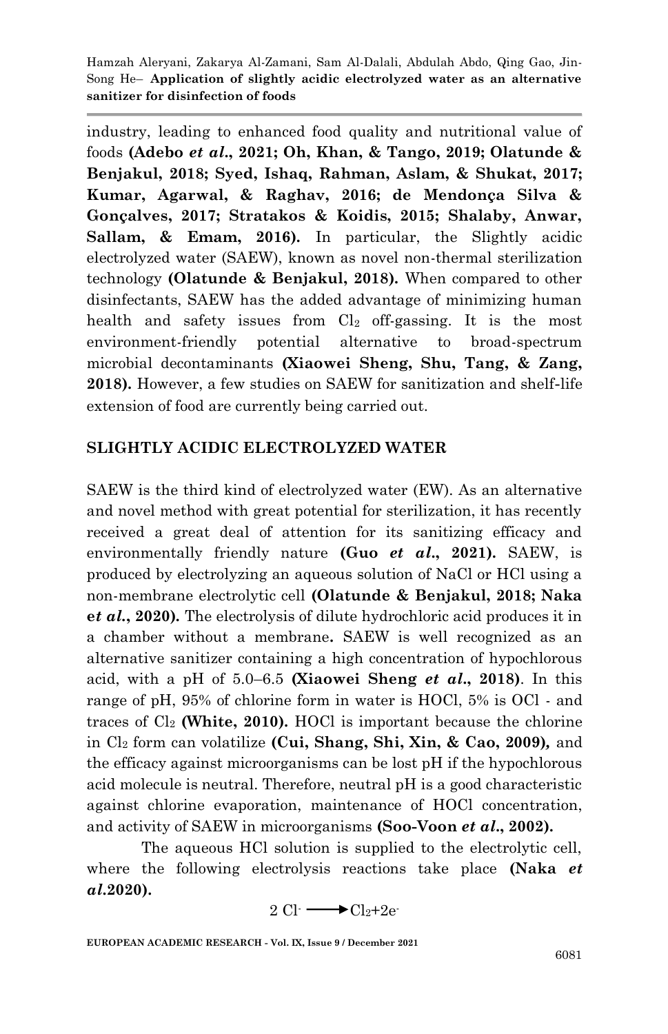industry, leading to enhanced food quality and nutritional value of foods **(Adebo *et al.*, 2021; Oh, Khan, & Tango, 2019; Olatunde & Benjakul, 2018; Syed, Ishaq, Rahman, Aslam, & Shukat, 2017; Kumar, Agarwal, & Raghav, 2016; de Mendonça Silva & Gonçalves, 2017; Stratakos & Koidis, 2015; Shalaby, Anwar, Sallam, & Emam, 2016).** In particular, the Slightly acidic electrolyzed water (SAEW), known as novel non-thermal sterilization technology **(Olatunde & Benjakul, 2018).** When compared to other disinfectants, SAEW has the added advantage of minimizing human health and safety issues from $Cl_2$ off-gassing. It is the most environment-friendly potential alternative to broad-spectrum microbial decontaminants **(Xiaowei Sheng, Shu, Tang, & Zang, 2018).** However, a few studies on SAEW for sanitization and shelf-life extension of food are currently being carried out.

## SLIGHTLY ACIDIC ELECTROLYZED WATER

SAEW is the third kind of electrolyzed water (EW). As an alternative and novel method with great potential for sterilization, it has recently received a great deal of attention for its sanitizing efficacy and environmentally friendly nature **(Guo *et al.*, 2021).** SAEW, is produced by electrolyzing an aqueous solution of NaCl or HCl using a non-membrane electrolytic cell **(Olatunde & Benjakul, 2018; Naka e*t al.*, 2020).** The electrolysis of dilute hydrochloric acid produces it in a chamber without a membrane**.** SAEW is well recognized as an alternative sanitizer containing a high concentration of hypochlorous acid, with a pH of 5.0–6.5 **(Xiaowei Sheng *et al.*, 2018)**. In this range of pH, 95% of chlorine form in water is HOCl, 5% is OCl - and traces of $Cl_2$ **(White, 2010).** HOCl is important because the chlorine in $Cl_2$ form can volatilize **(Cui, Shang, Shi, Xin, & Cao, 2009),** and the efficacy against microorganisms can be lost pH if the hypochlorous acid molecule is neutral. Therefore, neutral pH is a good characteristic against chlorine evaporation, maintenance of HOCl concentration, and activity of SAEW in microorganisms **(Soo-Voon *et al.*, 2002).**

The aqueous HCl solution is supplied to the electrolytic cell, where the following electrolysis reactions take place **(Naka *et al.*2020).**

$$2\,Cl^- \longrightarrow Cl_2 + 2e^-$$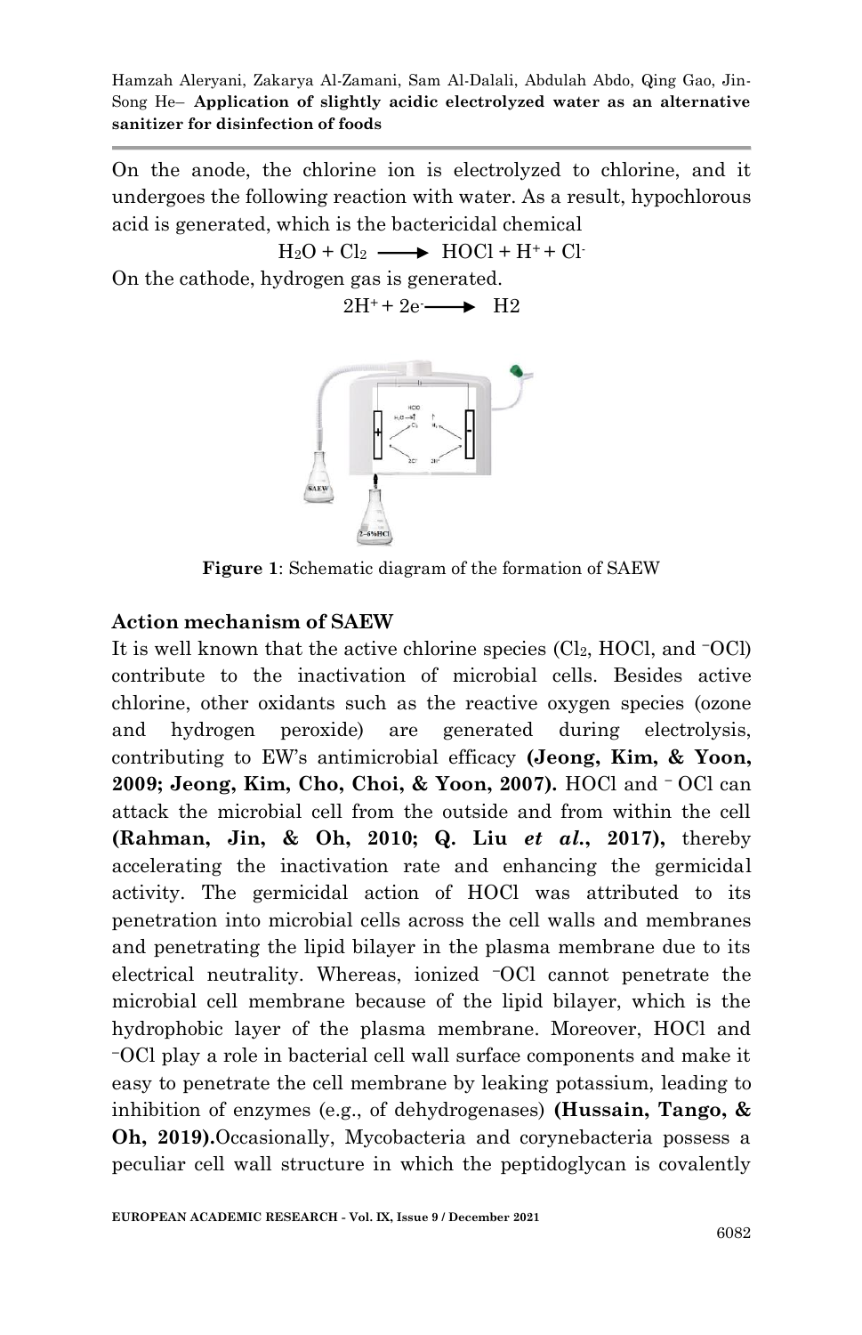On the anode, the chlorine ion is electrolyzed to chlorine, and it undergoes the following reaction with water. As a result, hypochlorous acid is generated, which is the bactericidal chemical

$$H_2O + Cl_2 \longrightarrow HOCl + H^+ + Cl^-$$

On the cathode, hydrogen gas is generated.

$$2H^+ + 2e^- \longrightarrow H2$$

**Figure 1**: Schematic diagram of the formation of SAEW

### Action mechanism of SAEW

It is well known that the active chlorine species ($Cl_2$, HOCl, and $^-OCl$) contribute to the inactivation of microbial cells. Besides active chlorine, other oxidants such as the reactive oxygen species (ozone and hydrogen peroxide) are generated during electrolysis, contributing to EW's antimicrobial efficacy **(Jeong, Kim, & Yoon, 2009; Jeong, Kim, Cho, Choi, & Yoon, 2007).** HOCl and $^-$OCl can attack the microbial cell from the outside and from within the cell **(Rahman, Jin, & Oh, 2010; Q. Liu *et al.*, 2017),** thereby accelerating the inactivation rate and enhancing the germicidal activity. The germicidal action of HOCl was attributed to its penetration into microbial cells across the cell walls and membranes and penetrating the lipid bilayer in the plasma membrane due to its electrical neutrality. Whereas, ionized $^-$OCl cannot penetrate the microbial cell membrane because of the lipid bilayer, which is the hydrophobic layer of the plasma membrane. Moreover, HOCl and $^-$OCl play a role in bacterial cell wall surface components and make it easy to penetrate the cell membrane by leaking potassium, leading to inhibition of enzymes (e.g., of dehydrogenases) **(Hussain, Tango, & Oh, 2019).**Occasionally, Mycobacteria and corynebacteria possess a peculiar cell wall structure in which the peptidoglycan is covalently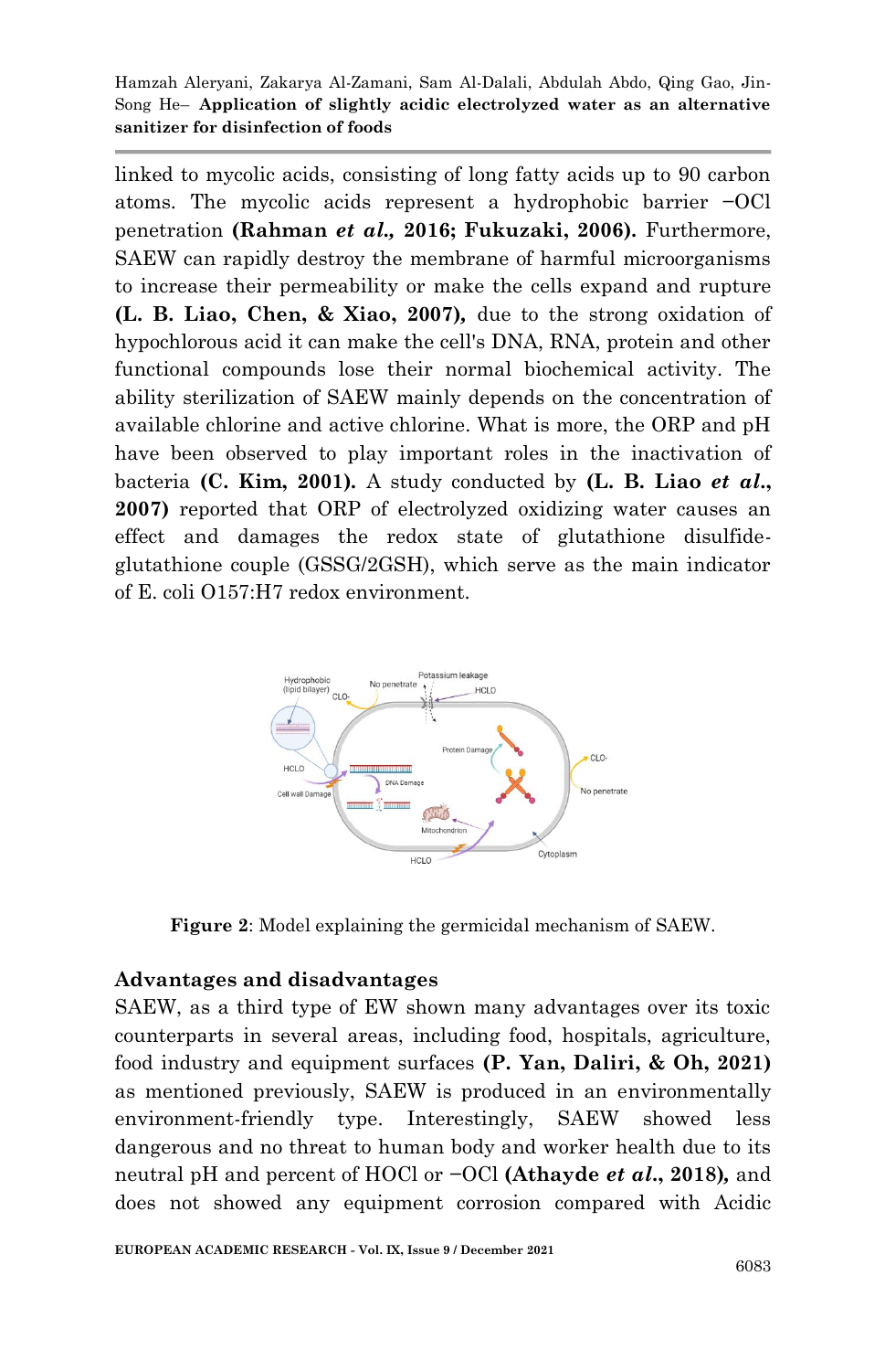linked to mycolic acids, consisting of long fatty acids up to 90 carbon atoms. The mycolic acids represent a hydrophobic barrier $-OCl$ penetration **(Rahman *et al.,* 2016; Fukuzaki, 2006).** Furthermore, SAEW can rapidly destroy the membrane of harmful microorganisms to increase their permeability or make the cells expand and rupture **(L. B. Liao, Chen, & Xiao, 2007),** due to the strong oxidation of hypochlorous acid it can make the cell's DNA, RNA, protein and other functional compounds lose their normal biochemical activity. The ability sterilization of SAEW mainly depends on the concentration of available chlorine and active chlorine. What is more, the ORP and pH have been observed to play important roles in the inactivation of bacteria **(C. Kim, 2001).** A study conducted by **(L. B. Liao *et al.*, 2007)** reported that ORP of electrolyzed oxidizing water causes an effect and damages the redox state of glutathione disulfide-glutathione couple (GSSG/2GSH), which serve as the main indicator of E. coli O157:H7 redox environment.

**Figure 2**: Model explaining the germicidal mechanism of SAEW.

## Advantages and disadvantages

SAEW, as a third type of EW shown many advantages over its toxic counterparts in several areas, including food, hospitals, agriculture, food industry and equipment surfaces **(P. Yan, Daliri, & Oh, 2021)** as mentioned previously, SAEW is produced in an environmentally environment-friendly type. Interestingly, SAEW showed less dangerous and no threat to human body and worker health due to its neutral pH and percent of HOCl or $-OCl$ **(Athayde *et al.*, 2018),** and does not showed any equipment corrosion compared with Acidic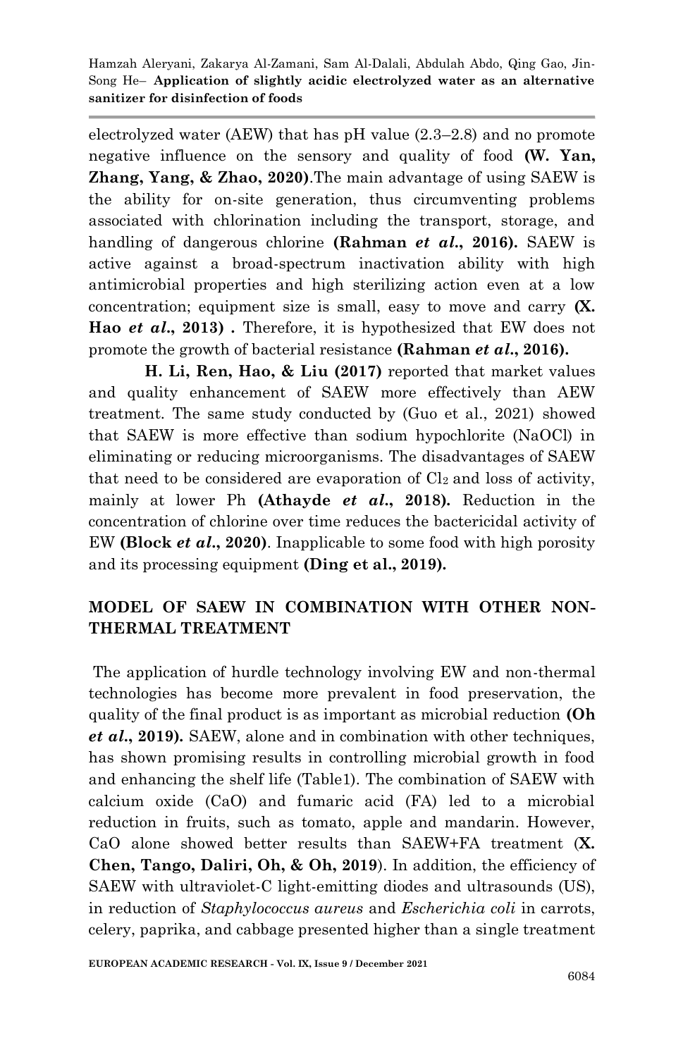electrolyzed water (AEW) that has pH value (2.3–2.8) and no promote negative influence on the sensory and quality of food **(W. Yan, Zhang, Yang, & Zhao, 2020)**.The main advantage of using SAEW is the ability for on-site generation, thus circumventing problems associated with chlorination including the transport, storage, and handling of dangerous chlorine **(Rahman *et al.*, 2016).** SAEW is active against a broad-spectrum inactivation ability with high antimicrobial properties and high sterilizing action even at a low concentration; equipment size is small, easy to move and carry **(X. Hao *et al.*, 2013) .** Therefore, it is hypothesized that EW does not promote the growth of bacterial resistance **(Rahman *et al.*, 2016).**

**H. Li, Ren, Hao, & Liu (2017)** reported that market values and quality enhancement of SAEW more effectively than AEW treatment. The same study conducted by (Guo et al., 2021) showed that SAEW is more effective than sodium hypochlorite (NaOCl) in eliminating or reducing microorganisms. The disadvantages of SAEW that need to be considered are evaporation of $Cl_2$ and loss of activity, mainly at lower Ph **(Athayde *et al.*, 2018).** Reduction in the concentration of chlorine over time reduces the bactericidal activity of EW **(Block *et al.*, 2020)**. Inapplicable to some food with high porosity and its processing equipment **(Ding et al., 2019).**

## MODEL OF SAEW IN COMBINATION WITH OTHER NON-THERMAL TREATMENT

The application of hurdle technology involving EW and non-thermal technologies has become more prevalent in food preservation, the quality of the final product is as important as microbial reduction **(Oh *et al.*, 2019).** SAEW, alone and in combination with other techniques, has shown promising results in controlling microbial growth in food and enhancing the shelf life (Table1). The combination of SAEW with calcium oxide (CaO) and fumaric acid (FA) led to a microbial reduction in fruits, such as tomato, apple and mandarin. However, CaO alone showed better results than SAEW+FA treatment (**X. Chen, Tango, Daliri, Oh, & Oh, 2019**). In addition, the efficiency of SAEW with ultraviolet-C light-emitting diodes and ultrasounds (US), in reduction of *Staphylococcus aureus* and *Escherichia coli* in carrots, celery, paprika, and cabbage presented higher than a single treatment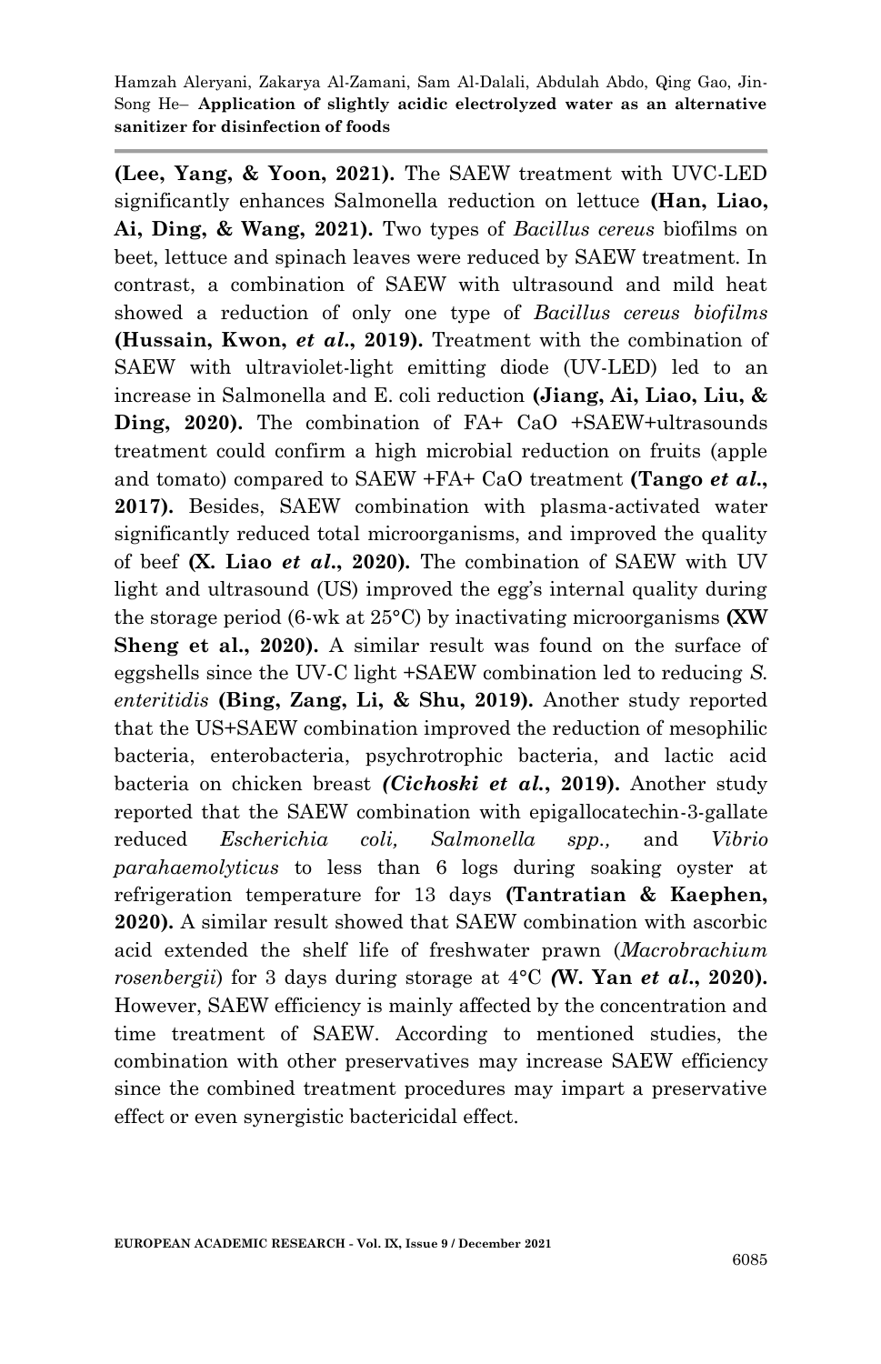**(Lee, Yang, & Yoon, 2021).** The SAEW treatment with UVC-LED significantly enhances Salmonella reduction on lettuce **(Han, Liao, Ai, Ding, & Wang, 2021).** Two types of *Bacillus cereus* biofilms on beet, lettuce and spinach leaves were reduced by SAEW treatment. In contrast, a combination of SAEW with ultrasound and mild heat showed a reduction of only one type of *Bacillus cereus biofilms* **(Hussain, Kwon, *et al*., 2019).** Treatment with the combination of SAEW with ultraviolet-light emitting diode (UV-LED) led to an increase in Salmonella and E. coli reduction **(Jiang, Ai, Liao, Liu, & Ding, 2020).** The combination of FA+ CaO +SAEW+ultrasounds treatment could confirm a high microbial reduction on fruits (apple and tomato) compared to SAEW +FA+ CaO treatment **(Tango *et al*., 2017).** Besides, SAEW combination with plasma-activated water significantly reduced total microorganisms, and improved the quality of beef **(X. Liao *et al*., 2020).** The combination of SAEW with UV light and ultrasound (US) improved the egg's internal quality during the storage period (6-wk at 25°C) by inactivating microorganisms **(XW Sheng et al., 2020).** A similar result was found on the surface of eggshells since the UV-C light +SAEW combination led to reducing *S. enteritidis* **(Bing, Zang, Li, & Shu, 2019).** Another study reported that the US+SAEW combination improved the reduction of mesophilic bacteria, enterobacteria, psychrotrophic bacteria, and lactic acid bacteria on chicken breast ***(Cichoski et al*., 2019).** Another study reported that the SAEW combination with epigallocatechin-3-gallate reduced *Escherichia coli, Salmonella spp.,* and *Vibrio parahaemolyticus* to less than 6 logs during soaking oyster at refrigeration temperature for 13 days **(Tantratian & Kaephen, 2020).** A similar result showed that SAEW combination with ascorbic acid extended the shelf life of freshwater prawn (*Macrobrachium rosenbergii*) for 3 days during storage at 4°C ***(*W. Yan *et al*., 2020).** However, SAEW efficiency is mainly affected by the concentration and time treatment of SAEW. According to mentioned studies, the combination with other preservatives may increase SAEW efficiency since the combined treatment procedures may impart a preservative effect or even synergistic bactericidal effect.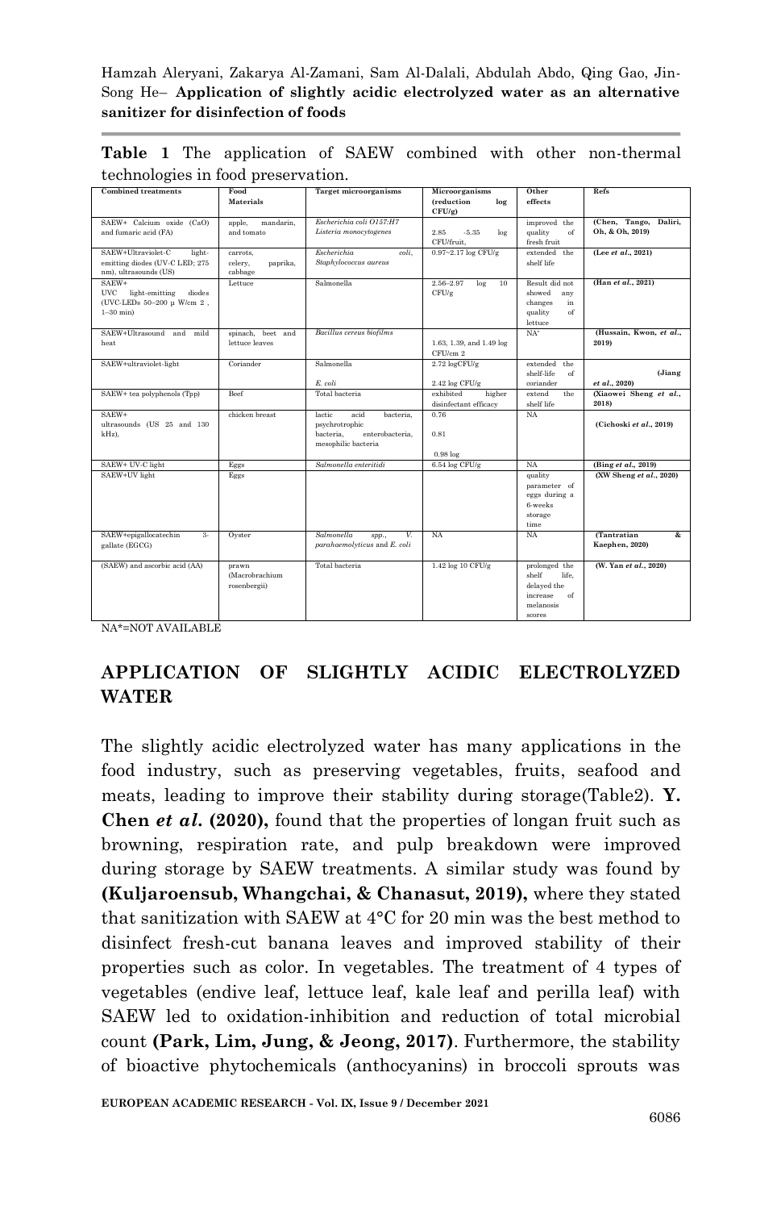**Table 1** The application of SAEW combined with other non-thermal technologies in food preservation.

| Combined treatments | Food Materials | Target microorganisms | Microorganisms (reduction log CFU/g) | Other effects | Refs |
|---|---|---|---|---|---|
| SAEW+ Calcium oxide (CaO) and fumaric acid (FA) | apple, mandarin, and tomato | *Escherichia coli O157:H7* *Listeria monocytogenes* | 2.85 -5.35 log CFU/fruit, | improved the quality of fresh fruit | **(Chen, Tango, Daliri, Oh, & Oh, 2019)** |
| SAEW+Ultraviolet-C light-emitting diodes (UV-C LED; 275 nm), ultrasounds (US) | carrots, celery, paprika, cabbage | *Escherichia coli*, *Staphylococcus aureus* | 0.97~2.17 log CFU/g | extended the shelf life | **(Lee *et al.*, 2021)** |
| SAEW+ UVC light-emitting diodes (UVC-LEDs 50–200 μ W/cm 2 , 1–30 min) | Lettuce | Salmonella | 2.56–2.97 log 10 CFU/g | Result did not showed any changes in quality of lettuce | **(Han *et al.*, 2021)** |
| SAEW+Ultrasound and mild heat | spinach, beet and lettuce leaves | *Bacillus cereus biofilms* | 1.63, 1.39, and 1.49 log CFU/cm 2 | NA* | **(Hussain, Kwon, *et al.*, 2019)** |
| SAEW+ultraviolet-light | Coriander | Salmonella<br>*E. coli* | 2.72 logCFU/g<br>2.42 log CFU/g | extended the shelf-life of coriander | **(Jiang *et al.*, 2020)** |
| SAEW+ tea polyphenols (Tpp) | Beef | Total bacteria | exhibited higher disinfectant efficacy | extend the shelf life | **(Xiaowei Sheng *et al.*, 2018)** |
| SAEW+ ultrasounds (US 25 and 130 kHz), | chicken breast | lactic acid bacteria, psychrotrophic bacteria, enterobacteria, mesophilic bacteria | 0.76<br>0.81<br>0.98 log | NA | **(Cichoski *et al.*, 2019)** |
| SAEW+ UV-C light | Eggs | *Salmonella enteritidi* | 6.54 log CFU/g | NA | **(Bing *et al.*, 2019)** |
| SAEW+UV light | Eggs | | | quality parameter of eggs during a 6-weeks storage time | **(XW Sheng *et al.*, 2020)** |
| SAEW+epigallocatechin 3-gallate (EGCG) | Oyster | *Salmonella spp., V. parahaemolyticus* and *E. coli* | NA | NA | **(Tantratian & Kaephen, 2020)** |
| (SAEW) and ascorbic acid (AA) | prawn (Macrobrachium rosenbergii) | Total bacteria | 1.42 log 10 CFU/g | prolonged the shelf life, delayed the increase of melanosis scores | **(W. Yan *et al.*, 2020)** |

NA*=NOT AVAILABLE

## APPLICATION OF SLIGHTLY ACIDIC ELECTROLYZED WATER

The slightly acidic electrolyzed water has many applications in the food industry, such as preserving vegetables, fruits, seafood and meats, leading to improve their stability during storage(Table2). **Y. Chen *et al.* (2020),** found that the properties of longan fruit such as browning, respiration rate, and pulp breakdown were improved during storage by SAEW treatments. A similar study was found by **(Kuljaroensub, Whangchai, & Chanasut, 2019),** where they stated that sanitization with SAEW at 4°C for 20 min was the best method to disinfect fresh-cut banana leaves and improved stability of their properties such as color. In vegetables. The treatment of 4 types of vegetables (endive leaf, lettuce leaf, kale leaf and perilla leaf) with SAEW led to oxidation-inhibition and reduction of total microbial count **(Park, Lim, Jung, & Jeong, 2017)**. Furthermore, the stability of bioactive phytochemicals (anthocyanins) in broccoli sprouts was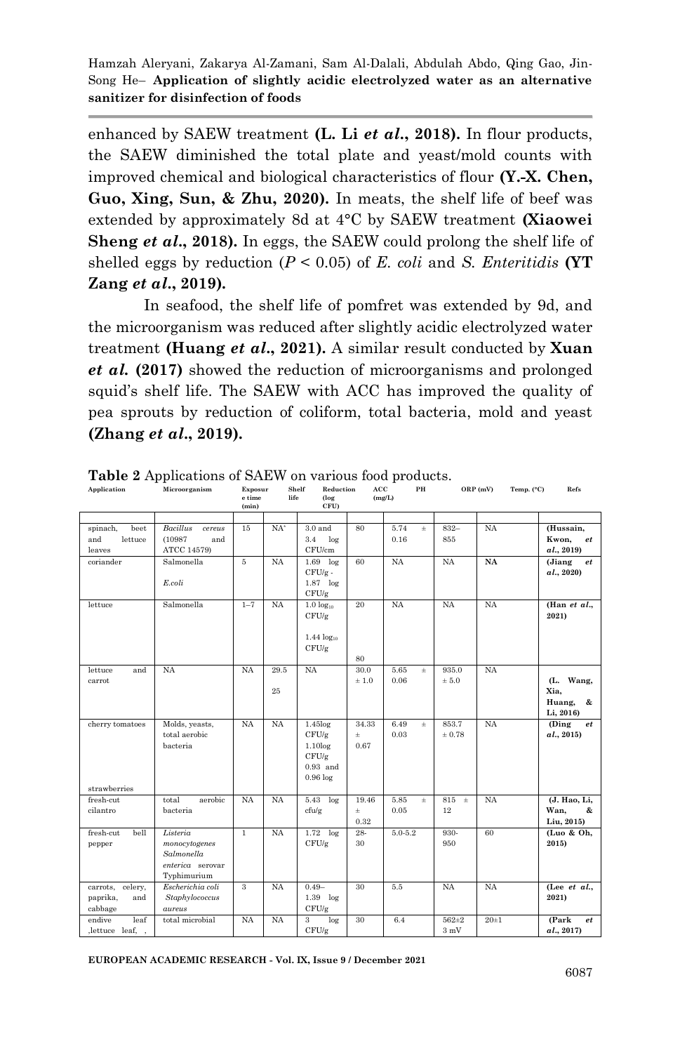enhanced by SAEW treatment **(L. Li *et al.*, 2018).** In flour products, the SAEW diminished the total plate and yeast/mold counts with improved chemical and biological characteristics of flour **(Y.-X. Chen, Guo, Xing, Sun, & Zhu, 2020).** In meats, the shelf life of beef was extended by approximately 8d at 4°C by SAEW treatment **(Xiaowei Sheng *et al.*, 2018).** In eggs, the SAEW could prolong the shelf life of shelled eggs by reduction ($P$ < 0.05) of *E. coli* and *S. Enteritidis* **(YT Zang *et al.*, 2019).**

In seafood, the shelf life of pomfret was extended by 9d, and the microorganism was reduced after slightly acidic electrolyzed water treatment **(Huang *et al.*, 2021).** A similar result conducted by **Xuan *et al.* (2017)** showed the reduction of microorganisms and prolonged squid's shelf life. The SAEW with ACC has improved the quality of pea sprouts by reduction of coliform, total bacteria, mold and yeast **(Zhang *et al.*, 2019).**

**Table 2** Applications of SAEW on various food products.

| Application | Microorganism | Exposure time (min) | Shelf life | Reduction (log CFU) | ACC (mg/L) | PH | ORP (mV) | Temp. (°C) | Refs |
|---|---|---|---|---|---|---|---|---|---|
| spinach, beet and lettuce leaves | *Bacillus cereus* (10987 and ATCC 14579) | 15 | NA* | 3.0 and 3.4 log CFU/cm | 80 | 5.74 ± 0.16 | 832–855 | NA | **(Hussain, Kwon, *et al.*, 2019)** |
| coriander | Salmonella *E.coli* | 5 | NA | 1.69 log CFU/g - 1.87 log CFU/g | 60 | NA | NA | NA | **(Jiang *et al.*, 2020)** |
| lettuce | Salmonella | 1–7 | NA | 1.0 $log_{10}$ CFU/g 1.44 $log_{10}$ CFU/g | 20 80 | NA | NA | NA | **(Han *et al.*, 2021)** |
| lettuce and carrot | NA | NA | 29.5 25 | NA | 30.0 ± 1.0 | 5.65 ± 0.06 | 935.0 ± 5.0 | NA | **(L. Wang, Xia, Huang, & Li, 2016)** |
| cherry tomatoes strawberries | Molds, yeasts, total aerobic bacteria | NA | NA | 1.45log CFU/g 1.10log CFU/g 0.93 and 0.96 log | 34.33 ± 0.67 | 6.49 ± 0.03 | 853.7 ± 0.78 | NA | **(Ding *et al.*, 2015)** |
| fresh-cut cilantro | total aerobic bacteria | NA | NA | 5.43 log cfu/g | 19.46 ± 0.32 | 5.85 ± 0.05 | 815 ± 12 | NA | **(J. Hao, Li, Wan, & Liu, 2015)** |
| fresh-cut bell pepper | *Listeria monocytogenes Salmonella enterica* serovar Typhimurium | 1 | NA | 1.72 log CFU/g | 28-30 | 5.0-5.2 | 930-950 | 60 | **(Luo & Oh, 2015)** |
| carrots, celery, paprika, and cabbage | *Escherichia coli Staphylococcus aureus* | 3 | NA | 0.49–1.39 log CFU/g | 30 | 5.5 | NA | NA | **(Lee *et al.*, 2021)** |
| endive leaf ,lettuce leaf, , | total microbial | NA | NA | 3 log CFU/g | 30 | 6.4 | 562±2 3 mV | 20±1 | **(Park *et al.*, 2017)** |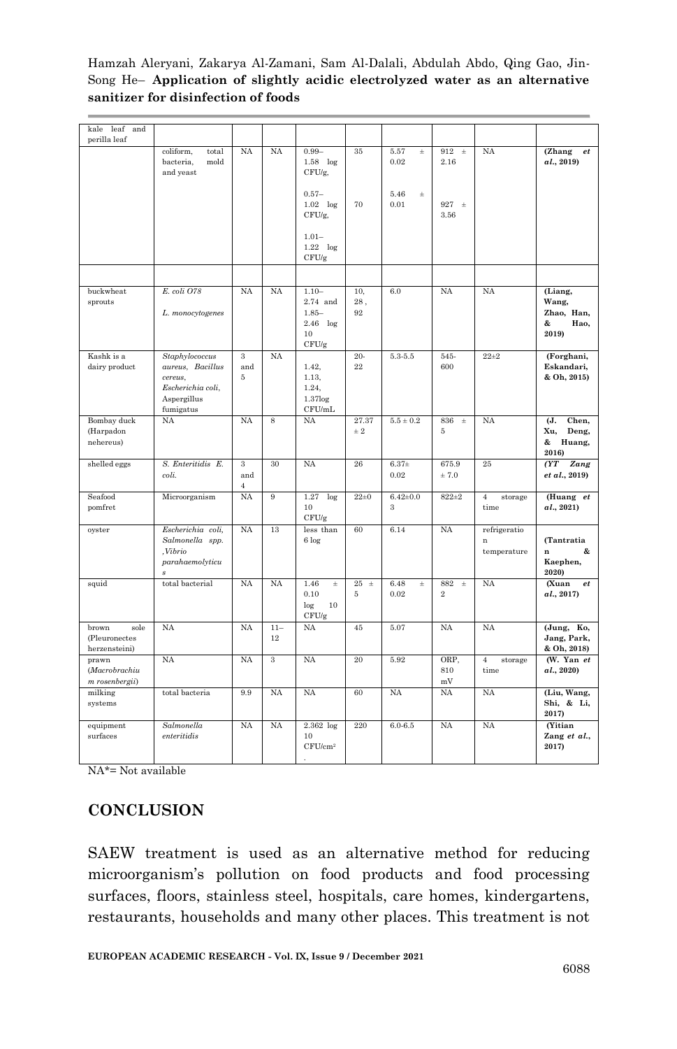| kale leaf and perilla leaf | | | | | | | | | |
|---|---|---|---|---|---|---|---|---|---|
| | coliform, total bacteria, mold and yeast | NA | NA | 0.99–1.58 log CFU/g,<br><br>0.57–1.02 log CFU/g,<br><br>1.01–1.22 log CFU/g | 35<br><br>70 | 5.57 ± 0.02<br><br>5.46 ± 0.01 | 912 ± 2.16<br><br>927 ± 3.56 | NA | **(Zhang *et al.*, 2019)** |
| | | | | | | | | | |
| buckwheat sprouts | *E. coli O78*<br><br>*L. monocytogenes* | NA | NA | 1.10–2.74 and 1.85–2.46 log 10 CFU/g | 10, 28, 92 | 6.0 | NA | NA | **(Liang, Wang, Zhao, Han, & Hao, 2019)** |
| Kashk is a dairy product | *Staphylococcus aureus*, *Bacillus cereus*, *Escherichia coli*, Aspergillus fumigatus | 3 and 5 | NA | 1.42, 1.13, 1.24, 1.37log CFU/mL | 20-22 | 5.3-5.5 | 545-600 | 22±2 | **(Forghani, Eskandari, & Oh, 2015)** |
| Bombay duck (Harpadon nehereus) | NA | NA | 8 | NA | 27.37 ± 2 | 5.5 ± 0.2 | 836 ± 5 | NA | **(J. Chen, Xu, Deng, & Huang, 2016)** |
| shelled eggs | *S. Enteritidis E. coli.* | 3 and 4 | 30 | NA | 26 | 6.37± 0.02 | 675.9 ± 7.0 | 25 | ***(YT Zang et al., 2019)*** |
| Seafood pomfret | Microorganism | NA | 9 | 1.27 log 10 CFU/g | 22±0 | 6.42±0.03 | 822±2 | 4 storage time | **(Huang *et al.*, 2021)** |
| oyster | *Escherichia coli*, *Salmonella spp.*, *Vibrio parahaemolyticus* | NA | 13 | less than 6 log | 60 | 6.14 | NA | refrigeration temperature | **(Tantratian & Kaephen, 2020)** |
| squid | total bacterial | NA | NA | 1.46 ± 0.10 log 10 CFU/g | 25 ± 5 | 6.48 ± 0.02 | 882 ± 2 | NA | **(Xuan *et al.*, 2017)** |
| brown sole (Pleuronectes herzensteini) | NA | NA | 11–12 | NA | 45 | 5.07 | NA | NA | **(Jung, Ko, Jang, Park, & Oh, 2018)** |
| prawn (*Macrobrachium rosenbergii*) | NA | NA | 3 | NA | 20 | 5.92 | ORP, 810 mV | 4 storage time | **(W. Yan *et al.*, 2020)** |
| milking systems | total bacteria | 9.9 | NA | NA | 60 | NA | NA | NA | **(Liu, Wang, Shi, & Li, 2017)** |
| equipment surfaces | *Salmonella enteritidis* | NA | NA | 2.362 log 10 CFU/cm$^2$ | 220 | 6.0-6.5 | NA | NA | **(Yitian Zang *et al.*, 2017)** |

NA*= Not available

## CONCLUSION

SAEW treatment is used as an alternative method for reducing microorganism's pollution on food products and food processing surfaces, floors, stainless steel, hospitals, care homes, kindergartens, restaurants, households and many other places. This treatment is not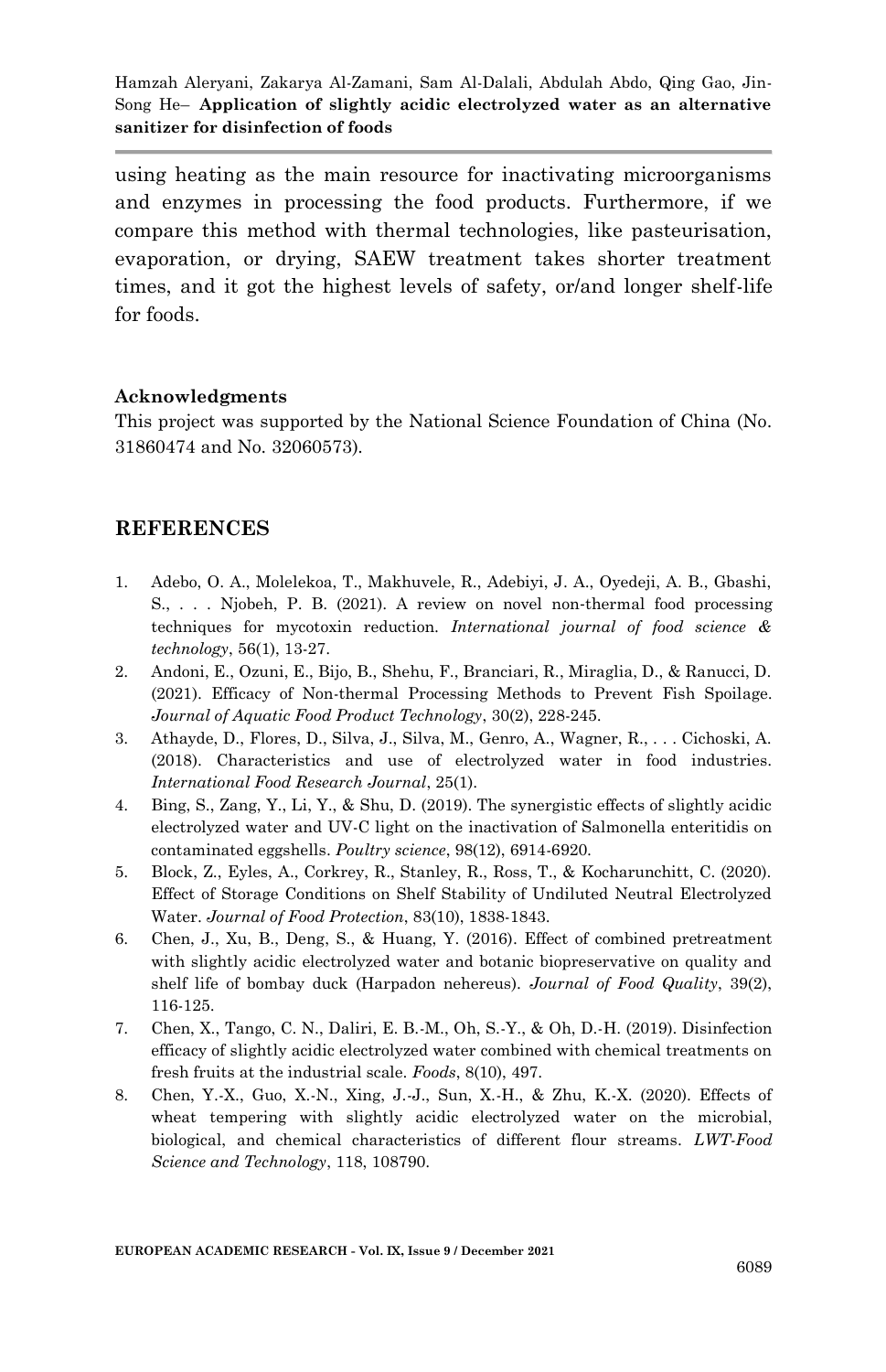using heating as the main resource for inactivating microorganisms and enzymes in processing the food products. Furthermore, if we compare this method with thermal technologies, like pasteurisation, evaporation, or drying, SAEW treatment takes shorter treatment times, and it got the highest levels of safety, or/and longer shelf-life for foods.

**Acknowledgments**

This project was supported by the National Science Foundation of China (No. 31860474 and No. 32060573).

## REFERENCES

1. Adebo, O. A., Molelekoa, T., Makhuvele, R., Adebiyi, J. A., Oyedeji, A. B., Gbashi, S., . . . Njobeh, P. B. (2021). A review on novel non-thermal food processing techniques for mycotoxin reduction. *International journal of food science & technology*, 56(1), 13-27.
2. Andoni, E., Ozuni, E., Bijo, B., Shehu, F., Branciari, R., Miraglia, D., & Ranucci, D. (2021). Efficacy of Non-thermal Processing Methods to Prevent Fish Spoilage. *Journal of Aquatic Food Product Technology*, 30(2), 228-245.
3. Athayde, D., Flores, D., Silva, J., Silva, M., Genro, A., Wagner, R., . . . Cichoski, A. (2018). Characteristics and use of electrolyzed water in food industries. *International Food Research Journal*, 25(1).
4. Bing, S., Zang, Y., Li, Y., & Shu, D. (2019). The synergistic effects of slightly acidic electrolyzed water and UV-C light on the inactivation of Salmonella enteritidis on contaminated eggshells. *Poultry science*, 98(12), 6914-6920.
5. Block, Z., Eyles, A., Corkrey, R., Stanley, R., Ross, T., & Kocharunchitt, C. (2020). Effect of Storage Conditions on Shelf Stability of Undiluted Neutral Electrolyzed Water. *Journal of Food Protection*, 83(10), 1838-1843.
6. Chen, J., Xu, B., Deng, S., & Huang, Y. (2016). Effect of combined pretreatment with slightly acidic electrolyzed water and botanic biopreservative on quality and shelf life of bombay duck (Harpadon nehereus). *Journal of Food Quality*, 39(2), 116-125.
7. Chen, X., Tango, C. N., Daliri, E. B.-M., Oh, S.-Y., & Oh, D.-H. (2019). Disinfection efficacy of slightly acidic electrolyzed water combined with chemical treatments on fresh fruits at the industrial scale. *Foods*, 8(10), 497.
8. Chen, Y.-X., Guo, X.-N., Xing, J.-J., Sun, X.-H., & Zhu, K.-X. (2020). Effects of wheat tempering with slightly acidic electrolyzed water on the microbial, biological, and chemical characteristics of different flour streams. *LWT-Food Science and Technology*, 118, 108790.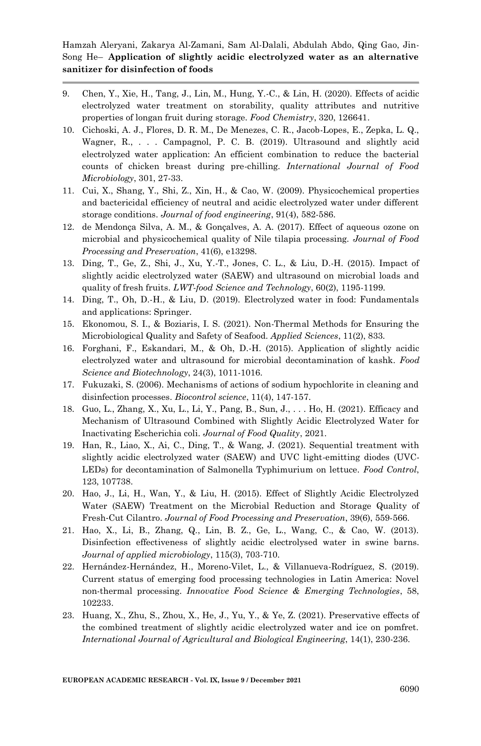9. Chen, Y., Xie, H., Tang, J., Lin, M., Hung, Y.-C., & Lin, H. (2020). Effects of acidic electrolyzed water treatment on storability, quality attributes and nutritive properties of longan fruit during storage. *Food Chemistry*, 320, 126641.
10. Cichoski, A. J., Flores, D. R. M., De Menezes, C. R., Jacob-Lopes, E., Zepka, L. Q., Wagner, R., . . . Campagnol, P. C. B. (2019). Ultrasound and slightly acid electrolyzed water application: An efficient combination to reduce the bacterial counts of chicken breast during pre-chilling. *International Journal of Food Microbiology*, 301, 27-33.
11. Cui, X., Shang, Y., Shi, Z., Xin, H., & Cao, W. (2009). Physicochemical properties and bactericidal efficiency of neutral and acidic electrolyzed water under different storage conditions. *Journal of food engineering*, 91(4), 582-586.
12. de Mendonça Silva, A. M., & Gonçalves, A. A. (2017). Effect of aqueous ozone on microbial and physicochemical quality of Nile tilapia processing. *Journal of Food Processing and Preservation*, 41(6), e13298.
13. Ding, T., Ge, Z., Shi, J., Xu, Y.-T., Jones, C. L., & Liu, D.-H. (2015). Impact of slightly acidic electrolyzed water (SAEW) and ultrasound on microbial loads and quality of fresh fruits. *LWT-food Science and Technology*, 60(2), 1195-1199.
14. Ding, T., Oh, D.-H., & Liu, D. (2019). Electrolyzed water in food: Fundamentals and applications: Springer.
15. Ekonomou, S. I., & Boziaris, I. S. (2021). Non-Thermal Methods for Ensuring the Microbiological Quality and Safety of Seafood. *Applied Sciences*, 11(2), 833.
16. Forghani, F., Eskandari, M., & Oh, D.-H. (2015). Application of slightly acidic electrolyzed water and ultrasound for microbial decontamination of kashk. *Food Science and Biotechnology*, 24(3), 1011-1016.
17. Fukuzaki, S. (2006). Mechanisms of actions of sodium hypochlorite in cleaning and disinfection processes. *Biocontrol science*, 11(4), 147-157.
18. Guo, L., Zhang, X., Xu, L., Li, Y., Pang, B., Sun, J., . . . Ho, H. (2021). Efficacy and Mechanism of Ultrasound Combined with Slightly Acidic Electrolyzed Water for Inactivating Escherichia coli. *Journal of Food Quality*, 2021.
19. Han, R., Liao, X., Ai, C., Ding, T., & Wang, J. (2021). Sequential treatment with slightly acidic electrolyzed water (SAEW) and UVC light-emitting diodes (UVC-LEDs) for decontamination of Salmonella Typhimurium on lettuce. *Food Control*, 123, 107738.
20. Hao, J., Li, H., Wan, Y., & Liu, H. (2015). Effect of Slightly Acidic Electrolyzed Water (SAEW) Treatment on the Microbial Reduction and Storage Quality of Fresh-Cut Cilantro. *Journal of Food Processing and Preservation*, 39(6), 559-566.
21. Hao, X., Li, B., Zhang, Q., Lin, B. Z., Ge, L., Wang, C., & Cao, W. (2013). Disinfection effectiveness of slightly acidic electrolysed water in swine barns. *Journal of applied microbiology*, 115(3), 703-710.
22. Hernández-Hernández, H., Moreno-Vilet, L., & Villanueva-Rodríguez, S. (2019). Current status of emerging food processing technologies in Latin America: Novel non-thermal processing. *Innovative Food Science & Emerging Technologies*, 58, 102233.
23. Huang, X., Zhu, S., Zhou, X., He, J., Yu, Y., & Ye, Z. (2021). Preservative effects of the combined treatment of slightly acidic electrolyzed water and ice on pomfret. *International Journal of Agricultural and Biological Engineering*, 14(1), 230-236.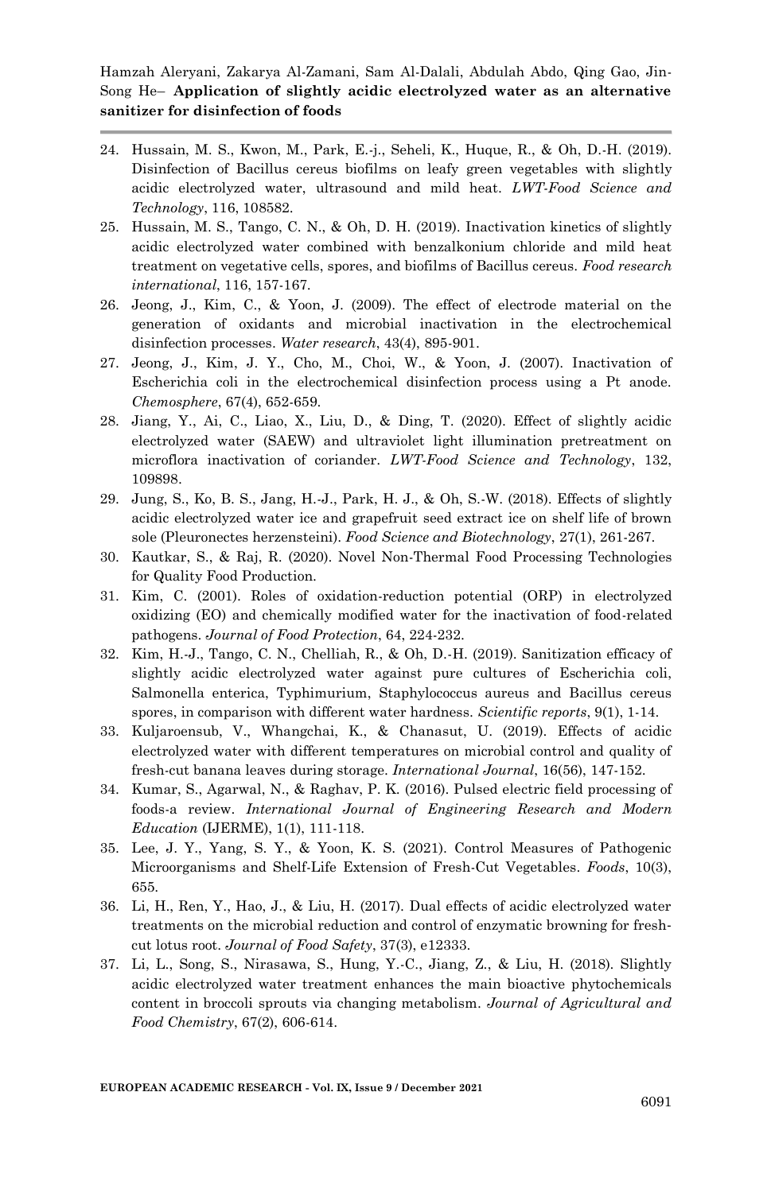24. Hussain, M. S., Kwon, M., Park, E.-j., Seheli, K., Huque, R., & Oh, D.-H. (2019). Disinfection of Bacillus cereus biofilms on leafy green vegetables with slightly acidic electrolyzed water, ultrasound and mild heat. *LWT-Food Science and Technology*, 116, 108582.
25. Hussain, M. S., Tango, C. N., & Oh, D. H. (2019). Inactivation kinetics of slightly acidic electrolyzed water combined with benzalkonium chloride and mild heat treatment on vegetative cells, spores, and biofilms of Bacillus cereus. *Food research international*, 116, 157-167.
26. Jeong, J., Kim, C., & Yoon, J. (2009). The effect of electrode material on the generation of oxidants and microbial inactivation in the electrochemical disinfection processes. *Water research*, 43(4), 895-901.
27. Jeong, J., Kim, J. Y., Cho, M., Choi, W., & Yoon, J. (2007). Inactivation of Escherichia coli in the electrochemical disinfection process using a Pt anode. *Chemosphere*, 67(4), 652-659.
28. Jiang, Y., Ai, C., Liao, X., Liu, D., & Ding, T. (2020). Effect of slightly acidic electrolyzed water (SAEW) and ultraviolet light illumination pretreatment on microflora inactivation of coriander. *LWT-Food Science and Technology*, 132, 109898.
29. Jung, S., Ko, B. S., Jang, H.-J., Park, H. J., & Oh, S.-W. (2018). Effects of slightly acidic electrolyzed water ice and grapefruit seed extract ice on shelf life of brown sole (Pleuronectes herzensteini). *Food Science and Biotechnology*, 27(1), 261-267.
30. Kautkar, S., & Raj, R. (2020). Novel Non-Thermal Food Processing Technologies for Quality Food Production.
31. Kim, C. (2001). Roles of oxidation-reduction potential (ORP) in electrolyzed oxidizing (EO) and chemically modified water for the inactivation of food-related pathogens. *Journal of Food Protection*, 64, 224-232.
32. Kim, H.-J., Tango, C. N., Chelliah, R., & Oh, D.-H. (2019). Sanitization efficacy of slightly acidic electrolyzed water against pure cultures of Escherichia coli, Salmonella enterica, Typhimurium, Staphylococcus aureus and Bacillus cereus spores, in comparison with different water hardness. *Scientific reports*, 9(1), 1-14.
33. Kuljaroensub, V., Whangchai, K., & Chanasut, U. (2019). Effects of acidic electrolyzed water with different temperatures on microbial control and quality of fresh-cut banana leaves during storage. *International Journal*, 16(56), 147-152.
34. Kumar, S., Agarwal, N., & Raghav, P. K. (2016). Pulsed electric field processing of foods-a review. *International Journal of Engineering Research and Modern Education* (IJERME), 1(1), 111-118.
35. Lee, J. Y., Yang, S. Y., & Yoon, K. S. (2021). Control Measures of Pathogenic Microorganisms and Shelf-Life Extension of Fresh-Cut Vegetables. *Foods*, 10(3), 655.
36. Li, H., Ren, Y., Hao, J., & Liu, H. (2017). Dual effects of acidic electrolyzed water treatments on the microbial reduction and control of enzymatic browning for fresh-cut lotus root. *Journal of Food Safety*, 37(3), e12333.
37. Li, L., Song, S., Nirasawa, S., Hung, Y.-C., Jiang, Z., & Liu, H. (2018). Slightly acidic electrolyzed water treatment enhances the main bioactive phytochemicals content in broccoli sprouts via changing metabolism. *Journal of Agricultural and Food Chemistry*, 67(2), 606-614.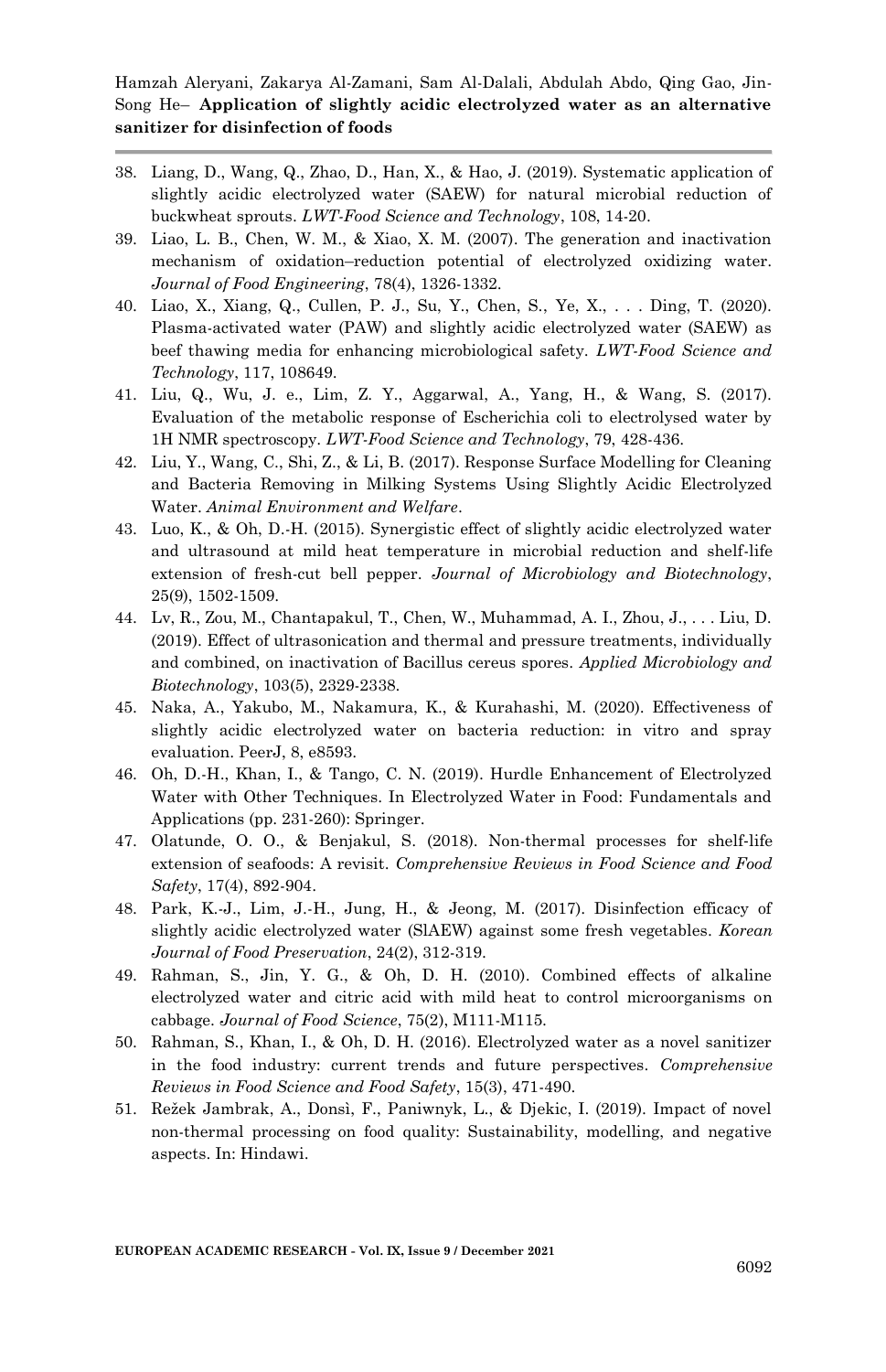38. Liang, D., Wang, Q., Zhao, D., Han, X., & Hao, J. (2019). Systematic application of slightly acidic electrolyzed water (SAEW) for natural microbial reduction of buckwheat sprouts. *LWT-Food Science and Technology*, 108, 14-20.
39. Liao, L. B., Chen, W. M., & Xiao, X. M. (2007). The generation and inactivation mechanism of oxidation–reduction potential of electrolyzed oxidizing water. *Journal of Food Engineering*, 78(4), 1326-1332.
40. Liao, X., Xiang, Q., Cullen, P. J., Su, Y., Chen, S., Ye, X., . . . Ding, T. (2020). Plasma-activated water (PAW) and slightly acidic electrolyzed water (SAEW) as beef thawing media for enhancing microbiological safety. *LWT-Food Science and Technology*, 117, 108649.
41. Liu, Q., Wu, J. e., Lim, Z. Y., Aggarwal, A., Yang, H., & Wang, S. (2017). Evaluation of the metabolic response of Escherichia coli to electrolysed water by 1H NMR spectroscopy. *LWT-Food Science and Technology*, 79, 428-436.
42. Liu, Y., Wang, C., Shi, Z., & Li, B. (2017). Response Surface Modelling for Cleaning and Bacteria Removing in Milking Systems Using Slightly Acidic Electrolyzed Water. *Animal Environment and Welfare*.
43. Luo, K., & Oh, D.-H. (2015). Synergistic effect of slightly acidic electrolyzed water and ultrasound at mild heat temperature in microbial reduction and shelf-life extension of fresh-cut bell pepper. *Journal of Microbiology and Biotechnology*, 25(9), 1502-1509.
44. Lv, R., Zou, M., Chantapakul, T., Chen, W., Muhammad, A. I., Zhou, J., . . . Liu, D. (2019). Effect of ultrasonication and thermal and pressure treatments, individually and combined, on inactivation of Bacillus cereus spores. *Applied Microbiology and Biotechnology*, 103(5), 2329-2338.
45. Naka, A., Yakubo, M., Nakamura, K., & Kurahashi, M. (2020). Effectiveness of slightly acidic electrolyzed water on bacteria reduction: in vitro and spray evaluation. PeerJ, 8, e8593.
46. Oh, D.-H., Khan, I., & Tango, C. N. (2019). Hurdle Enhancement of Electrolyzed Water with Other Techniques. In Electrolyzed Water in Food: Fundamentals and Applications (pp. 231-260): Springer.
47. Olatunde, O. O., & Benjakul, S. (2018). Non-thermal processes for shelf-life extension of seafoods: A revisit. *Comprehensive Reviews in Food Science and Food Safety*, 17(4), 892-904.
48. Park, K.-J., Lim, J.-H., Jung, H., & Jeong, M. (2017). Disinfection efficacy of slightly acidic electrolyzed water (SlAEW) against some fresh vegetables. *Korean Journal of Food Preservation*, 24(2), 312-319.
49. Rahman, S., Jin, Y. G., & Oh, D. H. (2010). Combined effects of alkaline electrolyzed water and citric acid with mild heat to control microorganisms on cabbage. *Journal of Food Science*, 75(2), M111-M115.
50. Rahman, S., Khan, I., & Oh, D. H. (2016). Electrolyzed water as a novel sanitizer in the food industry: current trends and future perspectives. *Comprehensive Reviews in Food Science and Food Safety*, 15(3), 471-490.
51. Režek Jambrak, A., Donsì, F., Paniwnyk, L., & Djekic, I. (2019). Impact of novel non-thermal processing on food quality: Sustainability, modelling, and negative aspects. In: Hindawi.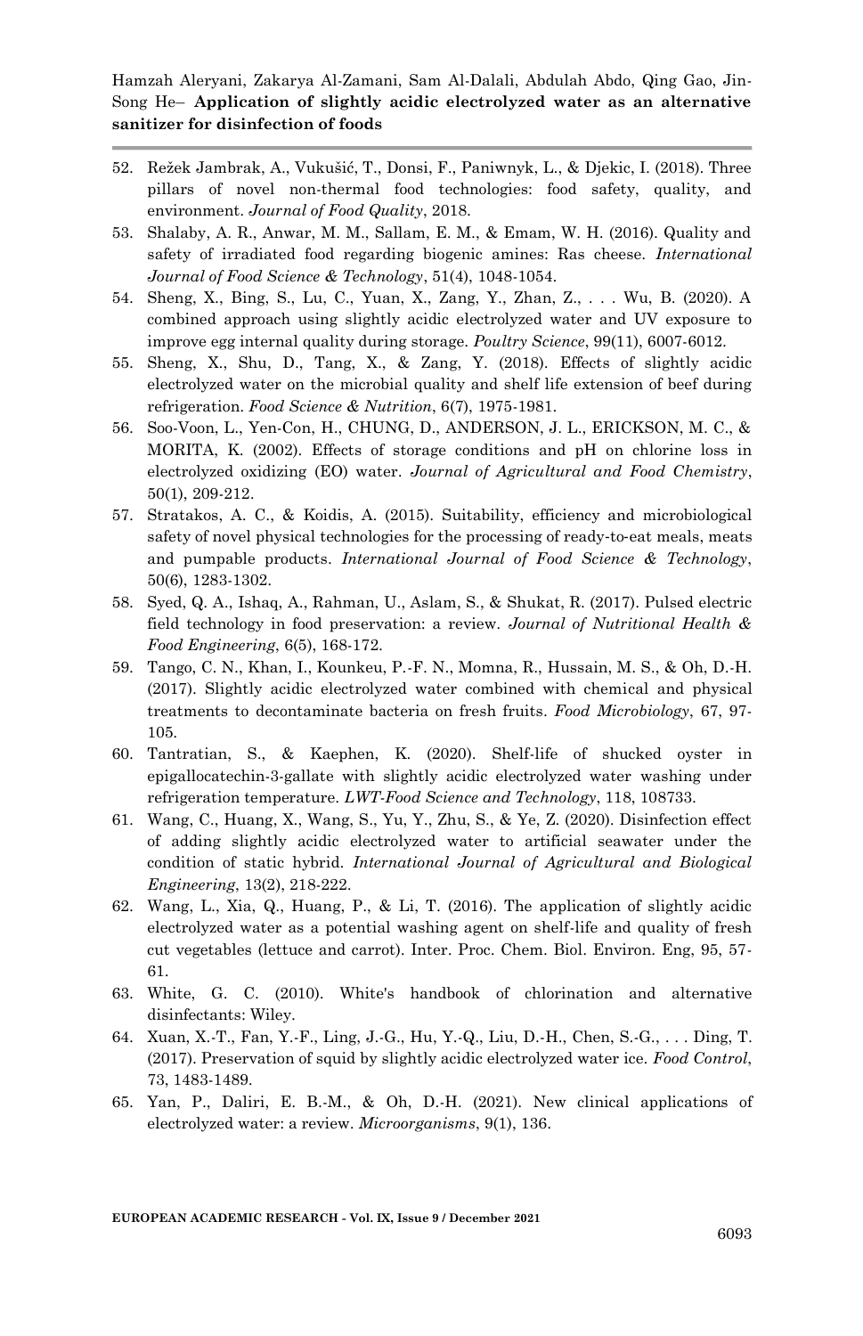52. Režek Jambrak, A., Vukušić, T., Donsi, F., Paniwnyk, L., & Djekic, I. (2018). Three pillars of novel non-thermal food technologies: food safety, quality, and environment. *Journal of Food Quality*, 2018.
53. Shalaby, A. R., Anwar, M. M., Sallam, E. M., & Emam, W. H. (2016). Quality and safety of irradiated food regarding biogenic amines: Ras cheese. *International Journal of Food Science & Technology*, 51(4), 1048-1054.
54. Sheng, X., Bing, S., Lu, C., Yuan, X., Zang, Y., Zhan, Z., . . . Wu, B. (2020). A combined approach using slightly acidic electrolyzed water and UV exposure to improve egg internal quality during storage. *Poultry Science*, 99(11), 6007-6012.
55. Sheng, X., Shu, D., Tang, X., & Zang, Y. (2018). Effects of slightly acidic electrolyzed water on the microbial quality and shelf life extension of beef during refrigeration. *Food Science & Nutrition*, 6(7), 1975-1981.
56. Soo-Voon, L., Yen-Con, H., CHUNG, D., ANDERSON, J. L., ERICKSON, M. C., & MORITA, K. (2002). Effects of storage conditions and pH on chlorine loss in electrolyzed oxidizing (EO) water. *Journal of Agricultural and Food Chemistry*, 50(1), 209-212.
57. Stratakos, A. C., & Koidis, A. (2015). Suitability, efficiency and microbiological safety of novel physical technologies for the processing of ready-to-eat meals, meats and pumpable products. *International Journal of Food Science & Technology*, 50(6), 1283-1302.
58. Syed, Q. A., Ishaq, A., Rahman, U., Aslam, S., & Shukat, R. (2017). Pulsed electric field technology in food preservation: a review. *Journal of Nutritional Health & Food Engineering*, 6(5), 168-172.
59. Tango, C. N., Khan, I., Kounkeu, P.-F. N., Momna, R., Hussain, M. S., & Oh, D.-H. (2017). Slightly acidic electrolyzed water combined with chemical and physical treatments to decontaminate bacteria on fresh fruits. *Food Microbiology*, 67, 97-105.
60. Tantratian, S., & Kaephen, K. (2020). Shelf-life of shucked oyster in epigallocatechin-3-gallate with slightly acidic electrolyzed water washing under refrigeration temperature. *LWT-Food Science and Technology*, 118, 108733.
61. Wang, C., Huang, X., Wang, S., Yu, Y., Zhu, S., & Ye, Z. (2020). Disinfection effect of adding slightly acidic electrolyzed water to artificial seawater under the condition of static hybrid. *International Journal of Agricultural and Biological Engineering*, 13(2), 218-222.
62. Wang, L., Xia, Q., Huang, P., & Li, T. (2016). The application of slightly acidic electrolyzed water as a potential washing agent on shelf-life and quality of fresh cut vegetables (lettuce and carrot). Inter. Proc. Chem. Biol. Environ. Eng, 95, 57-61.
63. White, G. C. (2010). White's handbook of chlorination and alternative disinfectants: Wiley.
64. Xuan, X.-T., Fan, Y.-F., Ling, J.-G., Hu, Y.-Q., Liu, D.-H., Chen, S.-G., . . . Ding, T. (2017). Preservation of squid by slightly acidic electrolyzed water ice. *Food Control*, 73, 1483-1489.
65. Yan, P., Daliri, E. B.-M., & Oh, D.-H. (2021). New clinical applications of electrolyzed water: a review. *Microorganisms*, 9(1), 136.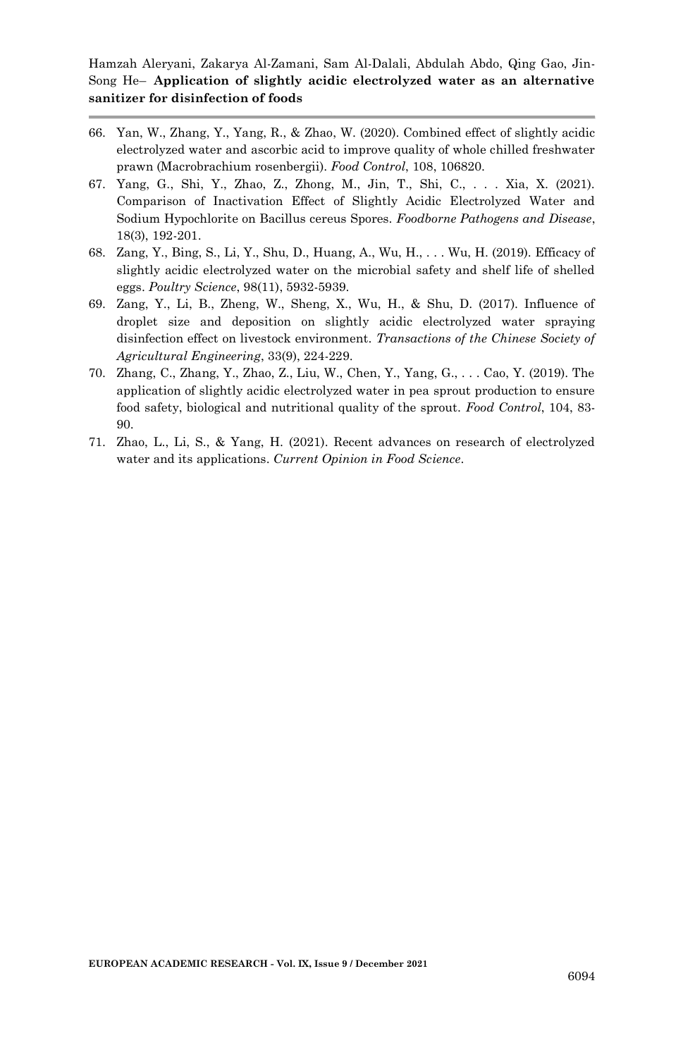66. Yan, W., Zhang, Y., Yang, R., & Zhao, W. (2020). Combined effect of slightly acidic electrolyzed water and ascorbic acid to improve quality of whole chilled freshwater prawn (Macrobrachium rosenbergii). *Food Control*, 108, 106820.
67. Yang, G., Shi, Y., Zhao, Z., Zhong, M., Jin, T., Shi, C., . . . Xia, X. (2021). Comparison of Inactivation Effect of Slightly Acidic Electrolyzed Water and Sodium Hypochlorite on Bacillus cereus Spores. *Foodborne Pathogens and Disease*, 18(3), 192-201.
68. Zang, Y., Bing, S., Li, Y., Shu, D., Huang, A., Wu, H., . . . Wu, H. (2019). Efficacy of slightly acidic electrolyzed water on the microbial safety and shelf life of shelled eggs. *Poultry Science*, 98(11), 5932-5939.
69. Zang, Y., Li, B., Zheng, W., Sheng, X., Wu, H., & Shu, D. (2017). Influence of droplet size and deposition on slightly acidic electrolyzed water spraying disinfection effect on livestock environment. *Transactions of the Chinese Society of Agricultural Engineering*, 33(9), 224-229.
70. Zhang, C., Zhang, Y., Zhao, Z., Liu, W., Chen, Y., Yang, G., . . . Cao, Y. (2019). The application of slightly acidic electrolyzed water in pea sprout production to ensure food safety, biological and nutritional quality of the sprout. *Food Control*, 104, 83-90.
71. Zhao, L., Li, S., & Yang, H. (2021). Recent advances on research of electrolyzed water and its applications. *Current Opinion in Food Science*.